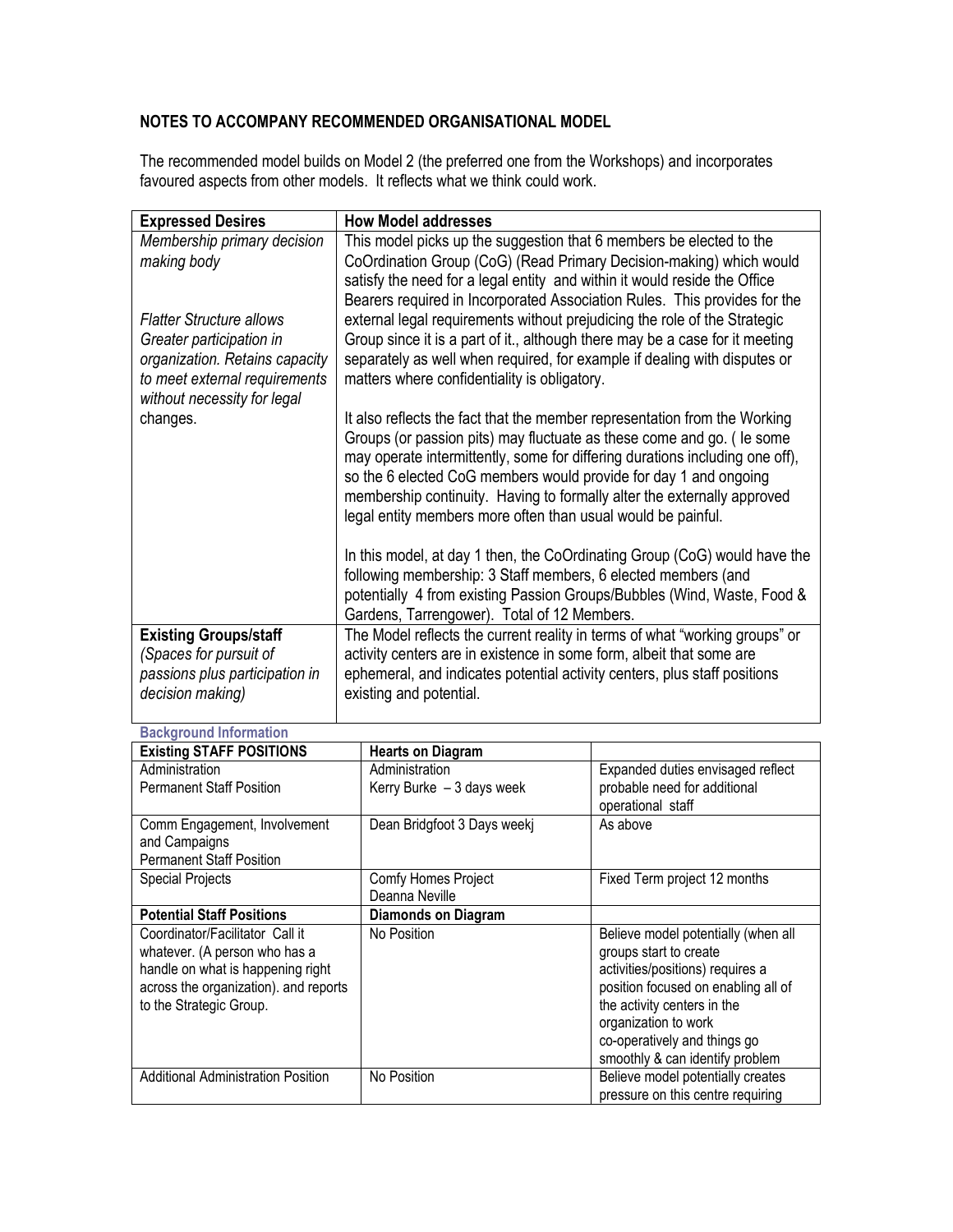## NOTES TO ACCOMPANY RECOMMENDED ORGANISATIONAL MODEL

The recommended model builds on Model 2 (the preferred one from the Workshops) and incorporates favoured aspects from other models. It reflects what we think could work.

| Expressed Desires | How Model addresses |
|---|---|
| *Membership primary decision making body*<br><br>*Flatter Structure allows Greater participation in organization. Retains capacity to meet external requirements without necessity for legal changes.* | This model picks up the suggestion that 6 members be elected to the CoOrdination Group (CoG) (Read Primary Decision-making) which would satisfy the need for a legal entity and within it would reside the Office Bearers required in Incorporated Association Rules. This provides for the external legal requirements without prejudicing the role of the Strategic Group since it is a part of it., although there may be a case for it meeting separately as well when required, for example if dealing with disputes or matters where confidentiality is obligatory.<br><br>It also reflects the fact that the member representation from the Working Groups (or passion pits) may fluctuate as these come and go. ( Ie some may operate intermittently, some for differing durations including one off), so the 6 elected CoG members would provide for day 1 and ongoing membership continuity. Having to formally alter the externally approved legal entity members more often than usual would be painful.<br><br>In this model, at day 1 then, the CoOrdinating Group (CoG) would have the following membership: 3 Staff members, 6 elected members (and potentially 4 from existing Passion Groups/Bubbles (Wind, Waste, Food & Gardens, Tarrengower). Total of 12 Members. |
| **Existing Groups/staff**<br>*(Spaces for pursuit of passions plus participation in decision making)* | The Model reflects the current reality in terms of what "working groups" or activity centers are in existence in some form, albeit that some are ephemeral, and indicates potential activity centers, plus staff positions existing and potential. |

**Background Information**

| Existing STAFF POSITIONS | Hearts on Diagram | |
|---|---|---|
| Administration<br>Permanent Staff Position | Administration<br>Kerry Burke – 3 days week | Expanded duties envisaged reflect probable need for additional operational staff |
| Comm Engagement, Involvement and Campaigns<br>Permanent Staff Position | Dean Bridgfoot 3 Days weekj | As above |
| Special Projects | Comfy Homes Project<br>Deanna Neville | Fixed Term project 12 months |
| **Potential Staff Positions** | **Diamonds on Diagram** | |
| Coordinator/Facilitator Call it whatever. (A person who has a handle on what is happening right across the organization). and reports to the Strategic Group. | No Position | Believe model potentially (when all groups start to create activities/positions) requires a position focused on enabling all of the activity centers in the organization to work co-operatively and things go smoothly & can identify problem |
| Additional Administration Position | No Position | Believe model potentially creates pressure on this centre requiring |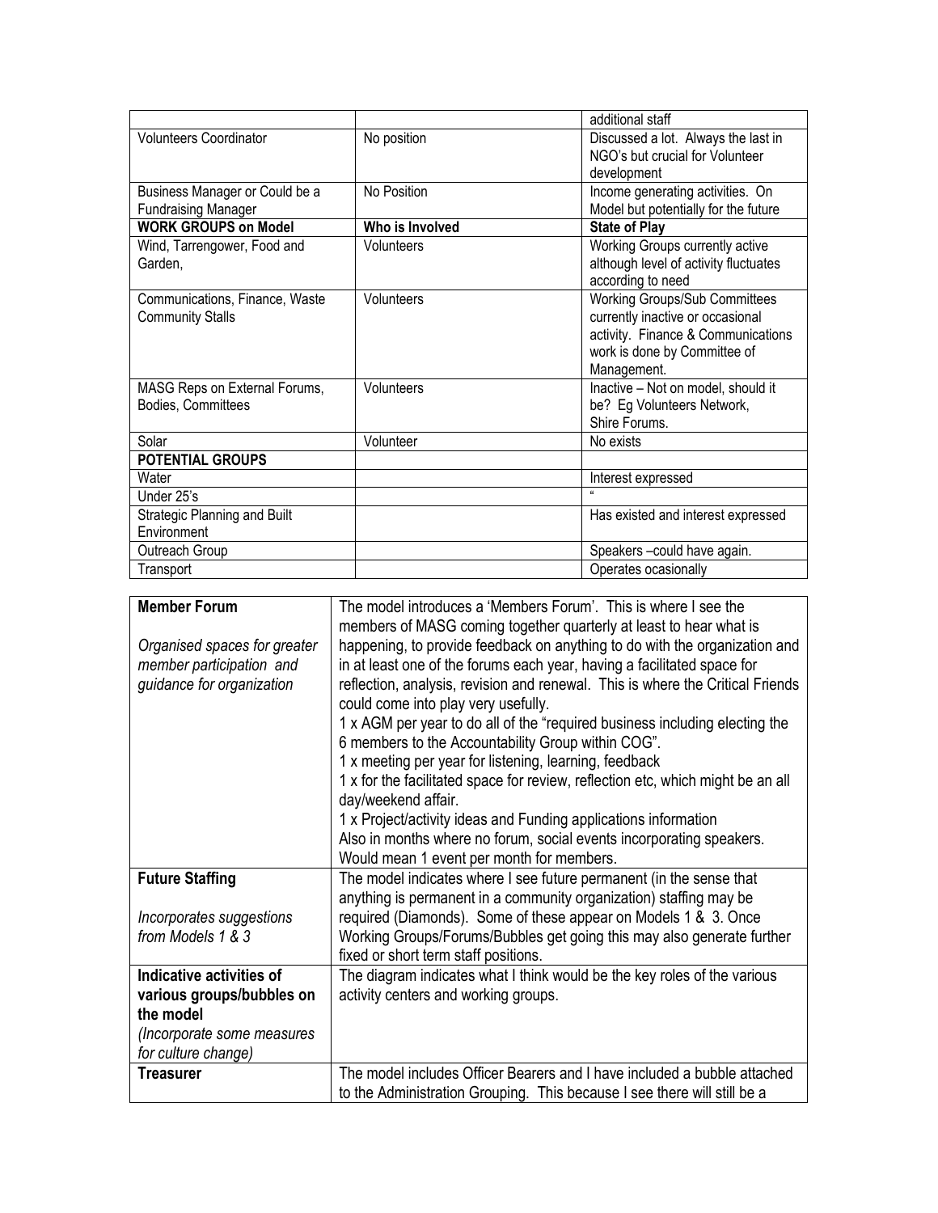| | | additional staff |
|---|---|---|
| Volunteers Coordinator | No position | Discussed a lot. Always the last in NGO's but crucial for Volunteer development |
| Business Manager or Could be a Fundraising Manager | No Position | Income generating activities. On Model but potentially for the future |
| **WORK GROUPS on Model** | **Who is Involved** | **State of Play** |
| Wind, Tarrengower, Food and Garden, | Volunteers | Working Groups currently active although level of activity fluctuates according to need |
| Communications, Finance, Waste Community Stalls | Volunteers | Working Groups/Sub Committees currently inactive or occasional activity. Finance & Communications work is done by Committee of Management. |
| MASG Reps on External Forums, Bodies, Committees | Volunteers | Inactive – Not on model, should it be? Eg Volunteers Network, Shire Forums. |
| Solar | Volunteer | No exists |
| **POTENTIAL GROUPS** | | |
| Water | | Interest expressed |
| Under 25's | | " |
| Strategic Planning and Built Environment | | Has existed and interest expressed |
| Outreach Group | | Speakers –could have again. |
| Transport | | Operates ocasionally |

| | |
|---|---|
| **Member Forum**<br><br>*Organised spaces for greater member participation and guidance for organization* | The model introduces a 'Members Forum'. This is where I see the members of MASG coming together quarterly at least to hear what is happening, to provide feedback on anything to do with the organization and in at least one of the forums each year, having a facilitated space for reflection, analysis, revision and renewal. This is where the Critical Friends could come into play very usefully.<br>1 x AGM per year to do all of the "required business including electing the 6 members to the Accountability Group within COG".<br>1 x meeting per year for listening, learning, feedback<br>1 x for the facilitated space for review, reflection etc, which might be an all day/weekend affair.<br>1 x Project/activity ideas and Funding applications information<br>Also in months where no forum, social events incorporating speakers. Would mean 1 event per month for members. |
| **Future Staffing**<br><br>*Incorporates suggestions from Models 1 & 3* | The model indicates where I see future permanent (in the sense that anything is permanent in a community organization) staffing may be required (Diamonds). Some of these appear on Models 1 & 3. Once Working Groups/Forums/Bubbles get going this may also generate further fixed or short term staff positions. |
| **Indicative activities of various groups/bubbles on the model**<br>*(Incorporate some measures for culture change)* | The diagram indicates what I think would be the key roles of the various activity centers and working groups. |
| **Treasurer** | The model includes Officer Bearers and I have included a bubble attached to the Administration Grouping. This because I see there will still be a |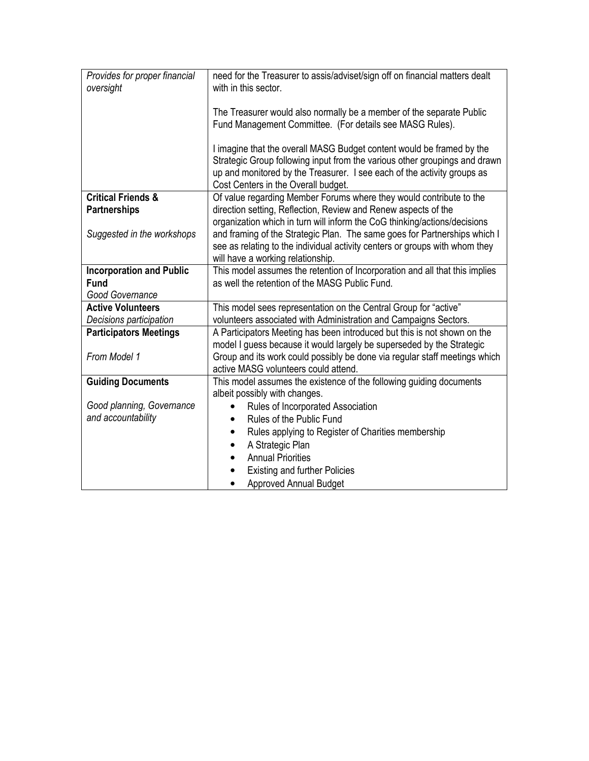| | |
|---|---|
| *Provides for proper financial oversight* | need for the Treasurer to assis/adviset/sign off on financial matters dealt with in this sector.<br><br>The Treasurer would also normally be a member of the separate Public Fund Management Committee. (For details see MASG Rules).<br><br>I imagine that the overall MASG Budget content would be framed by the Strategic Group following input from the various other groupings and drawn up and monitored by the Treasurer. I see each of the activity groups as Cost Centers in the Overall budget. |
| **Critical Friends & Partnerships**<br><br>*Suggested in the workshops* | Of value regarding Member Forums where they would contribute to the direction setting, Reflection, Review and Renew aspects of the organization which in turn will inform the CoG thinking/actions/decisions and framing of the Strategic Plan. The same goes for Partnerships which I see as relating to the individual activity centers or groups with whom they will have a working relationship. |
| **Incorporation and Public Fund**<br>*Good Governance* | This model assumes the retention of Incorporation and all that this implies as well the retention of the MASG Public Fund. |
| **Active Volunteers**<br>*Decisions participation* | This model sees representation on the Central Group for "active" volunteers associated with Administration and Campaigns Sectors. |
| **Participators Meetings**<br><br>*From Model 1* | A Participators Meeting has been introduced but this is not shown on the model I guess because it would largely be superseded by the Strategic Group and its work could possibly be done via regular staff meetings which active MASG volunteers could attend. |
| **Guiding Documents**<br><br>*Good planning, Governance and accountability* | This model assumes the existence of the following guiding documents albeit possibly with changes.<br>• Rules of Incorporated Association<br>• Rules of the Public Fund<br>• Rules applying to Register of Charities membership<br>• A Strategic Plan<br>• Annual Priorities<br>• Existing and further Policies<br>• Approved Annual Budget |